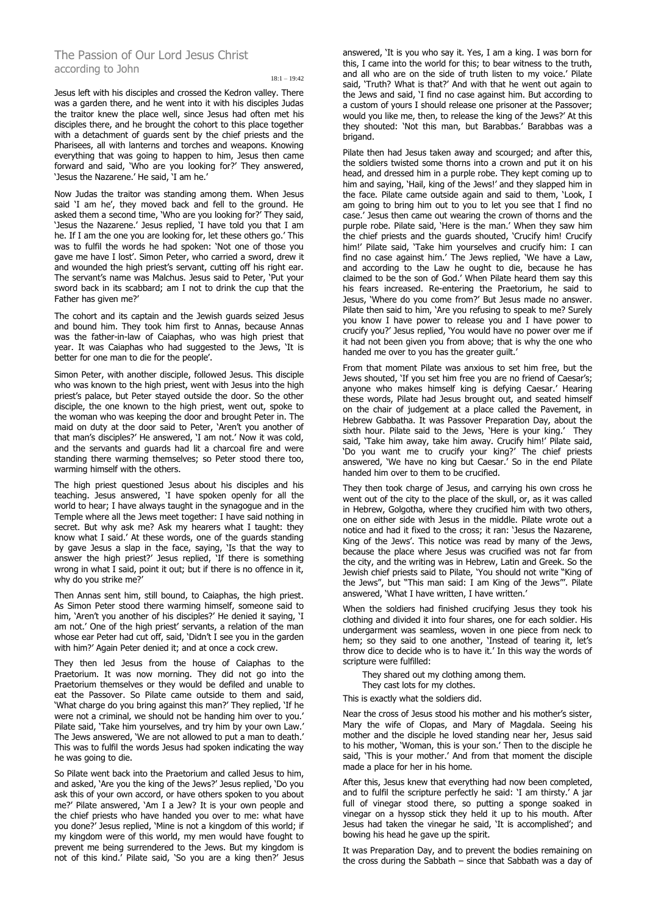# The Passion of Our Lord Jesus Christ according to John

18:1 – 19:42

Jesus left with his disciples and crossed the Kedron valley. There was a garden there, and he went into it with his disciples Judas the traitor knew the place well, since Jesus had often met his disciples there, and he brought the cohort to this place together with a detachment of guards sent by the chief priests and the Pharisees, all with lanterns and torches and weapons. Knowing everything that was going to happen to him, Jesus then came forward and said, 'Who are you looking for?' They answered, 'Jesus the Nazarene.' He said, 'I am he.'

Now Judas the traitor was standing among them. When Jesus said 'I am he', they moved back and fell to the ground. He asked them a second time, 'Who are you looking for?' They said, 'Jesus the Nazarene.' Jesus replied, 'I have told you that I am he. If I am the one you are looking for, let these others go.' This was to fulfil the words he had spoken: 'Not one of those you gave me have I lost'. Simon Peter, who carried a sword, drew it and wounded the high priest's servant, cutting off his right ear. The servant's name was Malchus. Jesus said to Peter, 'Put your sword back in its scabbard; am I not to drink the cup that the Father has given me?'

The cohort and its captain and the Jewish guards seized Jesus and bound him. They took him first to Annas, because Annas was the father-in-law of Caiaphas, who was high priest that year. It was Caiaphas who had suggested to the Jews, 'It is better for one man to die for the people'.

Simon Peter, with another disciple, followed Jesus. This disciple who was known to the high priest, went with Jesus into the high priest's palace, but Peter stayed outside the door. So the other disciple, the one known to the high priest, went out, spoke to the woman who was keeping the door and brought Peter in. The maid on duty at the door said to Peter, 'Aren't you another of that man's disciples?' He answered, 'I am not.' Now it was cold, and the servants and guards had lit a charcoal fire and were standing there warming themselves; so Peter stood there too, warming himself with the others.

The high priest questioned Jesus about his disciples and his teaching. Jesus answered, 'I have spoken openly for all the world to hear; I have always taught in the synagogue and in the Temple where all the Jews meet together: I have said nothing in secret. But why ask me? Ask my hearers what I taught: they know what I said.' At these words, one of the guards standing by gave Jesus a slap in the face, saying, 'Is that the way to answer the high priest?' Jesus replied, 'If there is something wrong in what I said, point it out; but if there is no offence in it, why do you strike me?'

Then Annas sent him, still bound, to Caiaphas, the high priest. As Simon Peter stood there warming himself, someone said to him, 'Aren't you another of his disciples?' He denied it saying, 'I am not.' One of the high priest' servants, a relation of the man whose ear Peter had cut off, said, 'Didn't I see you in the garden with him?' Again Peter denied it; and at once a cock crew.

They then led Jesus from the house of Caiaphas to the Praetorium. It was now morning. They did not go into the Praetorium themselves or they would be defiled and unable to eat the Passover. So Pilate came outside to them and said, 'What charge do you bring against this man?' They replied, 'If he were not a criminal, we should not be handing him over to you.' Pilate said, 'Take him yourselves, and try him by your own Law.' The Jews answered, 'We are not allowed to put a man to death.' This was to fulfil the words Jesus had spoken indicating the way he was going to die.

So Pilate went back into the Praetorium and called Jesus to him, and asked, 'Are you the king of the Jews?' Jesus replied, 'Do you ask this of your own accord, or have others spoken to you about me?' Pilate answered, 'Am I a Jew? It is your own people and the chief priests who have handed you over to me: what have you done?' Jesus replied, 'Mine is not a kingdom of this world; if my kingdom were of this world, my men would have fought to prevent me being surrendered to the Jews. But my kingdom is not of this kind.' Pilate said, 'So you are a king then?' Jesus answered, 'It is you who say it. Yes, I am a king. I was born for this, I came into the world for this; to bear witness to the truth, and all who are on the side of truth listen to my voice.' Pilate said, 'Truth? What is that?' And with that he went out again to the Jews and said, 'I find no case against him. But according to a custom of yours I should release one prisoner at the Passover; would you like me, then, to release the king of the Jews?' At this they shouted: 'Not this man, but Barabbas.' Barabbas was a brigand.

Pilate then had Jesus taken away and scourged; and after this, the soldiers twisted some thorns into a crown and put it on his head, and dressed him in a purple robe. They kept coming up to him and saying, 'Hail, king of the Jews!' and they slapped him in the face. Pilate came outside again and said to them, 'Look, I am going to bring him out to you to let you see that I find no case.' Jesus then came out wearing the crown of thorns and the purple robe. Pilate said, 'Here is the man.' When they saw him the chief priests and the guards shouted, 'Crucify him! Crucify him!' Pilate said, 'Take him yourselves and crucify him: I can find no case against him.' The Jews replied, 'We have a Law, and according to the Law he ought to die, because he has claimed to be the son of God.' When Pilate heard them say this his fears increased. Re-entering the Praetorium, he said to Jesus, 'Where do you come from?' But Jesus made no answer. Pilate then said to him, 'Are you refusing to speak to me? Surely you know I have power to release you and I have power to crucify you?' Jesus replied, 'You would have no power over me if it had not been given you from above; that is why the one who handed me over to you has the greater guilt.'

From that moment Pilate was anxious to set him free, but the Jews shouted, 'If you set him free you are no friend of Caesar's; anyone who makes himself king is defying Caesar.' Hearing these words, Pilate had Jesus brought out, and seated himself on the chair of judgement at a place called the Pavement, in Hebrew Gabbatha. It was Passover Preparation Day, about the sixth hour. Pilate said to the Jews, 'Here is your king.' They said, 'Take him away, take him away. Crucify him!' Pilate said, 'Do you want me to crucify your king?' The chief priests answered, 'We have no king but Caesar.' So in the end Pilate handed him over to them to be crucified.

They then took charge of Jesus, and carrying his own cross he went out of the city to the place of the skull, or, as it was called in Hebrew, Golgotha, where they crucified him with two others, one on either side with Jesus in the middle. Pilate wrote out a notice and had it fixed to the cross; it ran: 'Jesus the Nazarene, King of the Jews'. This notice was read by many of the Jews, because the place where Jesus was crucified was not far from the city, and the writing was in Hebrew, Latin and Greek. So the Jewish chief priests said to Pilate, 'You should not write "King of the Jews", but "This man said: I am King of the Jews"'. Pilate answered, 'What I have written, I have written.'

When the soldiers had finished crucifying Jesus they took his clothing and divided it into four shares, one for each soldier. His undergarment was seamless, woven in one piece from neck to hem; so they said to one another, 'Instead of tearing it, let's throw dice to decide who is to have it.' In this way the words of scripture were fulfilled:

> They shared out my clothing among them.
> They cast lots for my clothes.

This is exactly what the soldiers did.

Near the cross of Jesus stood his mother and his mother's sister, Mary the wife of Clopas, and Mary of Magdala. Seeing his mother and the disciple he loved standing near her, Jesus said to his mother, 'Woman, this is your son.' Then to the disciple he said, 'This is your mother.' And from that moment the disciple made a place for her in his home.

After this, Jesus knew that everything had now been completed, and to fulfil the scripture perfectly he said: 'I am thirsty.' A jar full of vinegar stood there, so putting a sponge soaked in vinegar on a hyssop stick they held it up to his mouth. After Jesus had taken the vinegar he said, 'It is accomplished'; and bowing his head he gave up the spirit.

It was Preparation Day, and to prevent the bodies remaining on the cross during the Sabbath – since that Sabbath was a day of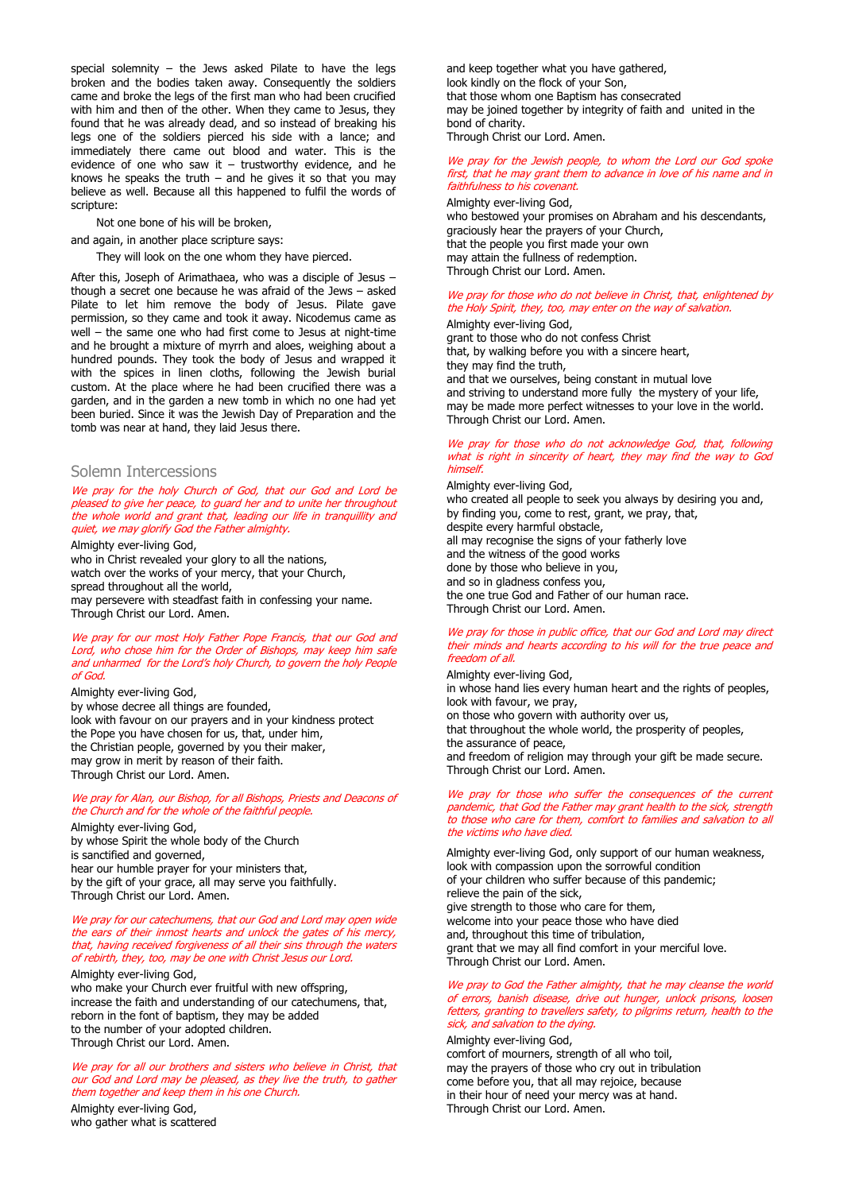special solemnity – the Jews asked Pilate to have the legs broken and the bodies taken away. Consequently the soldiers came and broke the legs of the first man who had been crucified with him and then of the other. When they came to Jesus, they found that he was already dead, and so instead of breaking his legs one of the soldiers pierced his side with a lance; and immediately there came out blood and water. This is the evidence of one who saw it – trustworthy evidence, and he knows he speaks the truth – and he gives it so that you may believe as well. Because all this happened to fulfil the words of scripture:

Not one bone of his will be broken,

and again, in another place scripture says:

They will look on the one whom they have pierced.

After this, Joseph of Arimathaea, who was a disciple of Jesus – though a secret one because he was afraid of the Jews – asked Pilate to let him remove the body of Jesus. Pilate gave permission, so they came and took it away. Nicodemus came as well – the same one who had first come to Jesus at night-time and he brought a mixture of myrrh and aloes, weighing about a hundred pounds. They took the body of Jesus and wrapped it with the spices in linen cloths, following the Jewish burial custom. At the place where he had been crucified there was a garden, and in the garden a new tomb in which no one had yet been buried. Since it was the Jewish Day of Preparation and the tomb was near at hand, they laid Jesus there.

## Solemn Intercessions

*We pray for the holy Church of God, that our God and Lord be pleased to give her peace, to guard her and to unite her throughout the whole world and grant that, leading our life in tranquillity and quiet, we may glorify God the Father almighty.*

Almighty ever-living God,
who in Christ revealed your glory to all the nations,
watch over the works of your mercy, that your Church,
spread throughout all the world,
may persevere with steadfast faith in confessing your name.
Through Christ our Lord. Amen.

*We pray for our most Holy Father Pope Francis, that our God and Lord, who chose him for the Order of Bishops, may keep him safe and unharmed for the Lord's holy Church, to govern the holy People of God.*

Almighty ever-living God,
by whose decree all things are founded,
look with favour on our prayers and in your kindness protect
the Pope you have chosen for us, that, under him,
the Christian people, governed by you their maker,
may grow in merit by reason of their faith.
Through Christ our Lord. Amen.

*We pray for Alan, our Bishop, for all Bishops, Priests and Deacons of the Church and for the whole of the faithful people.*

Almighty ever-living God,
by whose Spirit the whole body of the Church
is sanctified and governed,
hear our humble prayer for your ministers that,
by the gift of your grace, all may serve you faithfully.
Through Christ our Lord. Amen.

*We pray for our catechumens, that our God and Lord may open wide the ears of their inmost hearts and unlock the gates of his mercy, that, having received forgiveness of all their sins through the waters of rebirth, they, too, may be one with Christ Jesus our Lord.*

Almighty ever-living God,
who make your Church ever fruitful with new offspring,
increase the faith and understanding of our catechumens, that,
reborn in the font of baptism, they may be added
to the number of your adopted children.
Through Christ our Lord. Amen.

*We pray for all our brothers and sisters who believe in Christ, that our God and Lord may be pleased, as they live the truth, to gather them together and keep them in his one Church.*

Almighty ever-living God,
who gather what is scattered
and keep together what you have gathered,
look kindly on the flock of your Son,
that those whom one Baptism has consecrated
may be joined together by integrity of faith and united in the bond of charity.
Through Christ our Lord. Amen.

*We pray for the Jewish people, to whom the Lord our God spoke first, that he may grant them to advance in love of his name and in faithfulness to his covenant.*

Almighty ever-living God,
who bestowed your promises on Abraham and his descendants,
graciously hear the prayers of your Church,
that the people you first made your own
may attain the fullness of redemption.
Through Christ our Lord. Amen.

*We pray for those who do not believe in Christ, that, enlightened by the Holy Spirit, they, too, may enter on the way of salvation.*

Almighty ever-living God,
grant to those who do not confess Christ
that, by walking before you with a sincere heart,
they may find the truth,
and that we ourselves, being constant in mutual love
and striving to understand more fully the mystery of your life,
may be made more perfect witnesses to your love in the world.
Through Christ our Lord. Amen.

*We pray for those who do not acknowledge God, that, following what is right in sincerity of heart, they may find the way to God himself.*

Almighty ever-living God,
who created all people to seek you always by desiring you and,
by finding you, come to rest, grant, we pray, that,
despite every harmful obstacle,
all may recognise the signs of your fatherly love
and the witness of the good works
done by those who believe in you,
and so in gladness confess you,
the one true God and Father of our human race.
Through Christ our Lord. Amen.

*We pray for those in public office, that our God and Lord may direct their minds and hearts according to his will for the true peace and freedom of all.*

Almighty ever-living God,
in whose hand lies every human heart and the rights of peoples,
look with favour, we pray,
on those who govern with authority over us,
that throughout the whole world, the prosperity of peoples,
the assurance of peace,
and freedom of religion may through your gift be made secure.
Through Christ our Lord. Amen.

*We pray for those who suffer the consequences of the current pandemic, that God the Father may grant health to the sick, strength to those who care for them, comfort to families and salvation to all the victims who have died.*

Almighty ever-living God, only support of our human weakness,
look with compassion upon the sorrowful condition
of your children who suffer because of this pandemic;
relieve the pain of the sick,
give strength to those who care for them,
welcome into your peace those who have died
and, throughout this time of tribulation,
grant that we may all find comfort in your merciful love.
Through Christ our Lord. Amen.

*We pray to God the Father almighty, that he may cleanse the world of errors, banish disease, drive out hunger, unlock prisons, loosen fetters, granting to travellers safety, to pilgrims return, health to the sick, and salvation to the dying.*

Almighty ever-living God,
comfort of mourners, strength of all who toil,
may the prayers of those who cry out in tribulation
come before you, that all may rejoice, because
in their hour of need your mercy was at hand.
Through Christ our Lord. Amen.